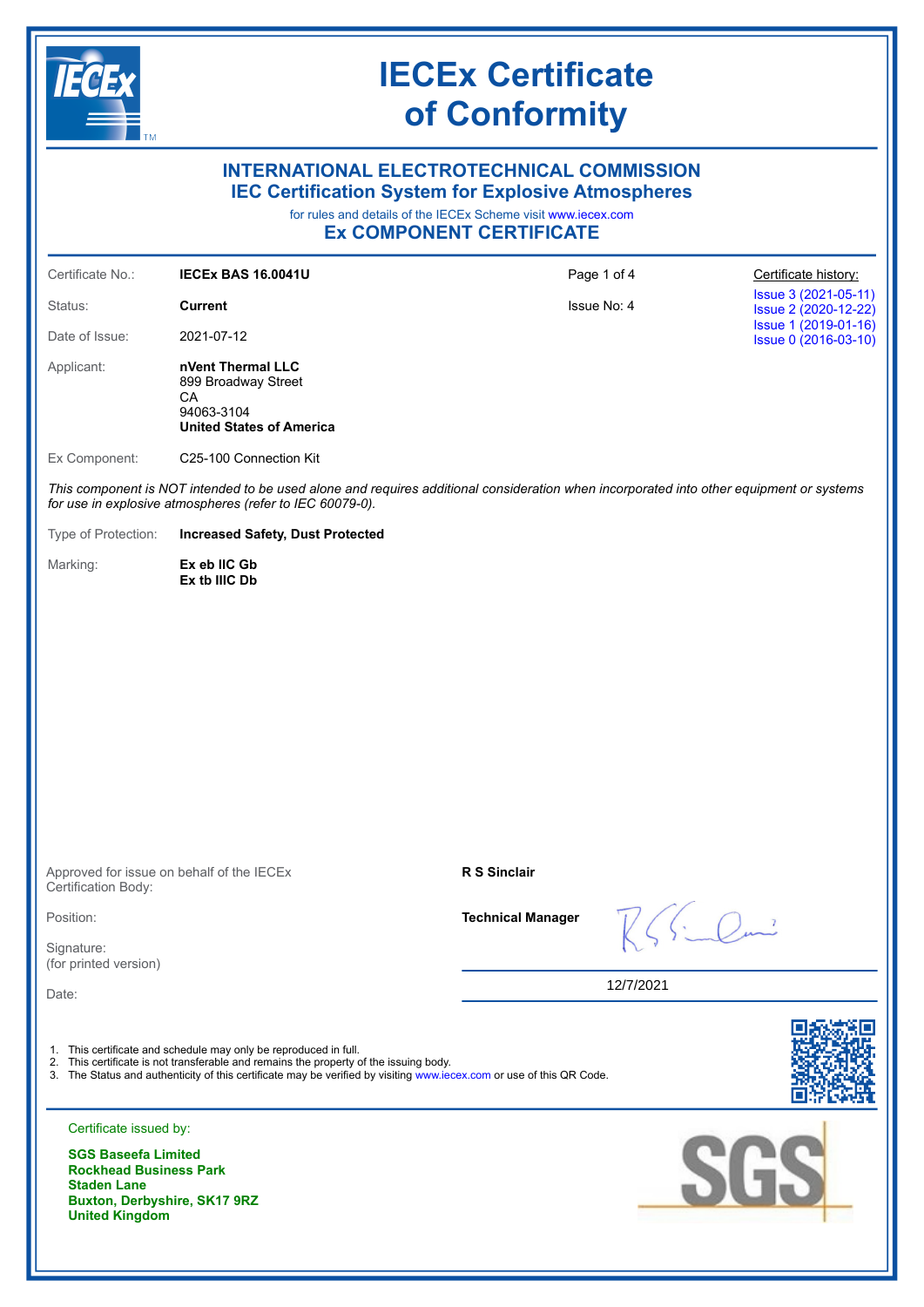# IECEx Certificate of Conformity

## INTERNATIONAL ELECTROTECHNICAL COMMISSION
## IEC Certification System for Explosive Atmospheres

for rules and details of the IECEx Scheme visit www.iecex.com

## Ex COMPONENT CERTIFICATE

| | | | |
|---|---|---|---|
| Certificate No.: | **IECEx BAS 16.0041U** | | Certificate history: |
| Status: | **Current** | Issue No: 4 | Issue 3 (2021-05-11)<br>Issue 2 (2020-12-22)<br>Issue 1 (2019-01-16)<br>Issue 0 (2016-03-10) |
| Date of Issue: | 2021-07-12 | | |

Applicant: **nVent Thermal LLC**
899 Broadway Street
CA
94063-3104
**United States of America**

Ex Component: C25-100 Connection Kit

*This component is NOT intended to be used alone and requires additional consideration when incorporated into other equipment or systems for use in explosive atmospheres (refer to IEC 60079-0).*

Type of Protection: **Increased Safety, Dust Protected**

Marking: **Ex eb IIC Gb**
**Ex tb IIIC Db**

Approved for issue on behalf of the IECEx Certification Body: **R S Sinclair**

Position: **Technical Manager**

Signature:
(for printed version)

Date: 12/7/2021

1. This certificate and schedule may only be reproduced in full.
2. This certificate is not transferable and remains the property of the issuing body.
3. The Status and authenticity of this certificate may be verified by visiting www.iecex.com or use of this QR Code.

Certificate issued by:

**SGS Baseefa Limited**
**Rockhead Business Park**
**Staden Lane**
**Buxton, Derbyshire, SK17 9RZ**
**United Kingdom**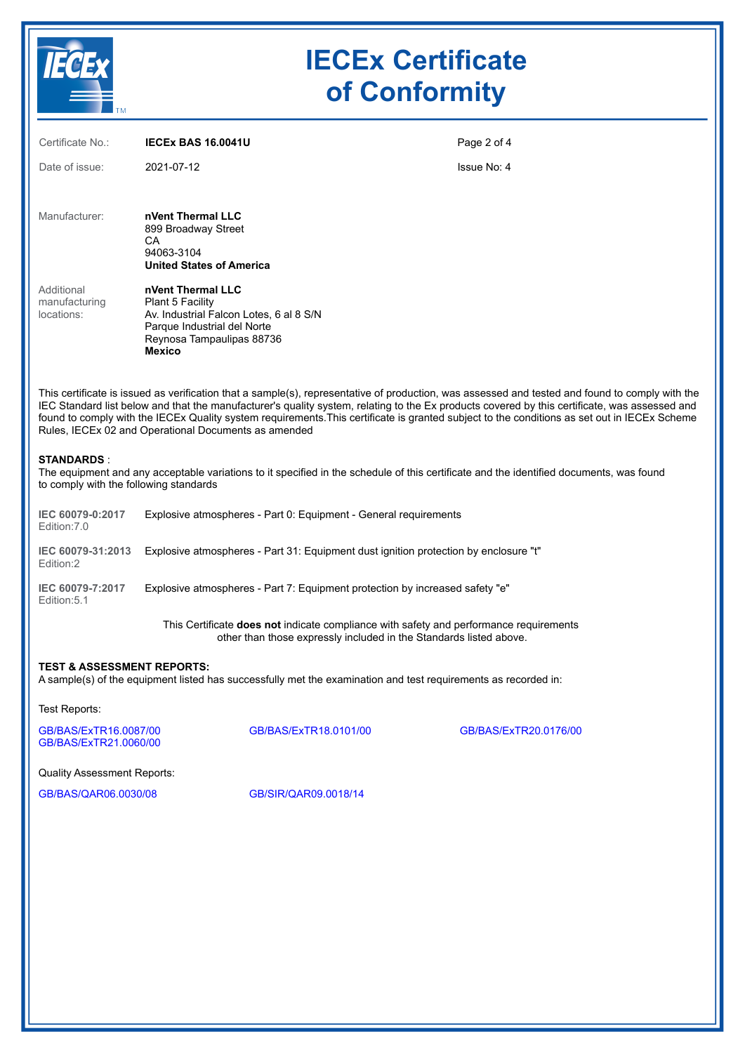# IECEx Certificate of Conformity

| | | | |
|---|---|---|---|
| Certificate No.: | **IECEx BAS 16.0041U** | | |
| Date of issue: | 2021-07-12 | | Issue No: 4 |

Manufacturer:
**nVent Thermal LLC**
899 Broadway Street
CA
94063-3104
**United States of America**

Additional manufacturing locations:
**nVent Thermal LLC**
Plant 5 Facility
Av. Industrial Falcon Lotes, 6 al 8 S/N
Parque Industrial del Norte
Reynosa Tampaulipas 88736
**Mexico**

This certificate is issued as verification that a sample(s), representative of production, was assessed and tested and found to comply with the IEC Standard list below and that the manufacturer's quality system, relating to the Ex products covered by this certificate, was assessed and found to comply with the IECEx Quality system requirements.This certificate is granted subject to the conditions as set out in IECEx Scheme Rules, IECEx 02 and Operational Documents as amended

**STANDARDS** :
The equipment and any acceptable variations to it specified in the schedule of this certificate and the identified documents, was found to comply with the following standards

| | |
|---|---|
| **IEC 60079-0:2017** Edition:7.0 | Explosive atmospheres - Part 0: Equipment - General requirements |
| **IEC 60079-31:2013** Edition:2 | Explosive atmospheres - Part 31: Equipment dust ignition protection by enclosure "t" |
| **IEC 60079-7:2017** Edition:5.1 | Explosive atmospheres - Part 7: Equipment protection by increased safety "e" |

This Certificate **does not** indicate compliance with safety and performance requirements other than those expressly included in the Standards listed above.

**TEST & ASSESSMENT REPORTS:**
A sample(s) of the equipment listed has successfully met the examination and test requirements as recorded in:

Test Reports:

GB/BAS/ExTR16.0087/00
GB/BAS/ExTR18.0101/00
GB/BAS/ExTR20.0176/00
GB/BAS/ExTR21.0060/00

Quality Assessment Reports:

GB/BAS/QAR06.0030/08
GB/SIR/QAR09.0018/14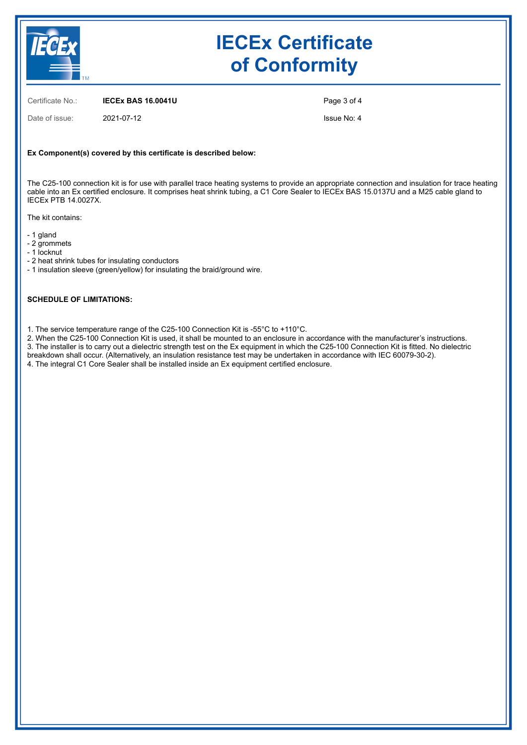# IECEx Certificate of Conformity

Certificate No.: **IECEx BAS 16.0041U**

Date of issue: 2021-07-12

Issue No: 4

**Ex Component(s) covered by this certificate is described below:**

The C25-100 connection kit is for use with parallel trace heating systems to provide an appropriate connection and insulation for trace heating cable into an Ex certified enclosure. It comprises heat shrink tubing, a C1 Core Sealer to IECEx BAS 15.0137U and a M25 cable gland to IECEx PTB 14.0027X.

The kit contains:

- 1 gland
- 2 grommets
- 1 locknut
- 2 heat shrink tubes for insulating conductors
- 1 insulation sleeve (green/yellow) for insulating the braid/ground wire.

**SCHEDULE OF LIMITATIONS:**

1. The service temperature range of the C25-100 Connection Kit is -55°C to +110°C.
2. When the C25-100 Connection Kit is used, it shall be mounted to an enclosure in accordance with the manufacturer's instructions.
3. The installer is to carry out a dielectric strength test on the Ex equipment in which the C25-100 Connection Kit is fitted. No dielectric breakdown shall occur. (Alternatively, an insulation resistance test may be undertaken in accordance with IEC 60079-30-2).
4. The integral C1 Core Sealer shall be installed inside an Ex equipment certified enclosure.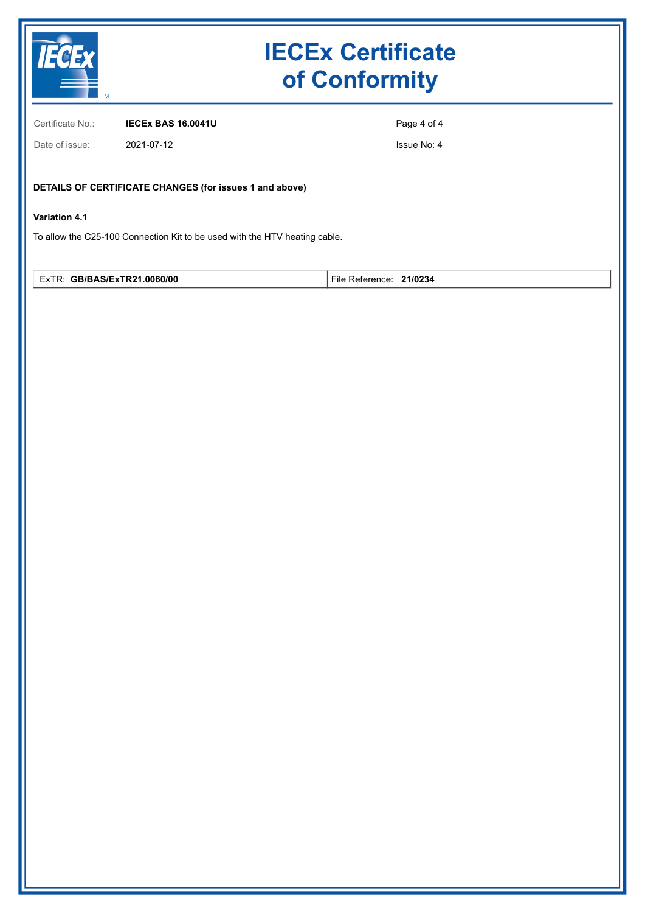# IECEx Certificate of Conformity

| | | | |
|---|---|---|---|
| Certificate No.: | **IECEx BAS 16.0041U** | | |
| Date of issue: | 2021-07-12 | Issue No: 4 | |

**DETAILS OF CERTIFICATE CHANGES (for issues 1 and above)**

**Variation 4.1**

To allow the C25-100 Connection Kit to be used with the HTV heating cable.

| | |
|---|---|
| ExTR: **GB/BAS/ExTR21.0060/00** | File Reference: **21/0234** |